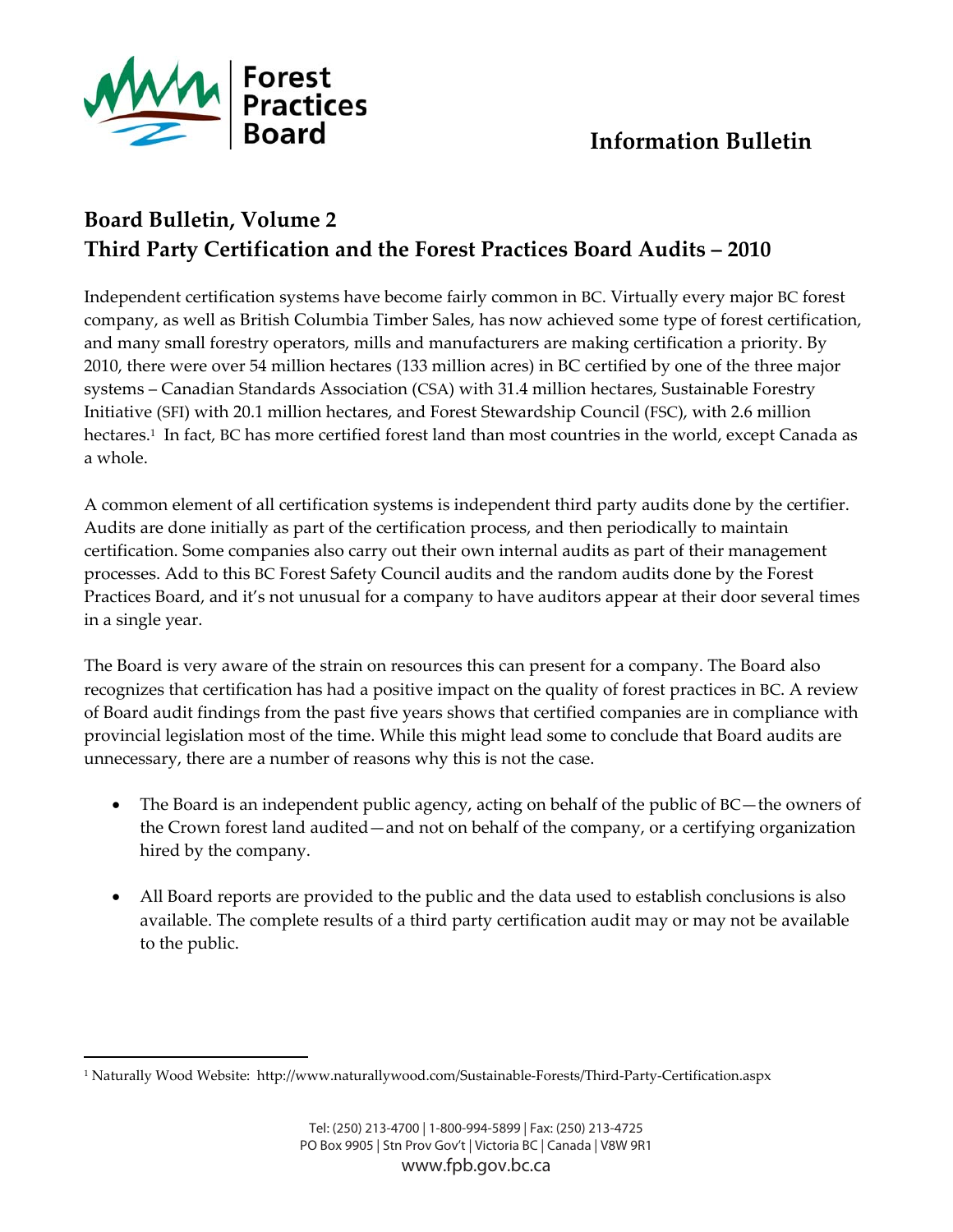Forest Practices Board

**Information Bulletin**

## Board Bulletin, Volume 2
## Third Party Certification and the Forest Practices Board Audits – 2010

Independent certification systems have become fairly common in BC. Virtually every major BC forest company, as well as British Columbia Timber Sales, has now achieved some type of forest certification, and many small forestry operators, mills and manufacturers are making certification a priority. By 2010, there were over 54 million hectares (133 million acres) in BC certified by one of the three major systems – Canadian Standards Association (CSA) with 31.4 million hectares, Sustainable Forestry Initiative (SFI) with 20.1 million hectares, and Forest Stewardship Council (FSC), with 2.6 million hectares.[1] In fact, BC has more certified forest land than most countries in the world, except Canada as a whole.

A common element of all certification systems is independent third party audits done by the certifier. Audits are done initially as part of the certification process, and then periodically to maintain certification. Some companies also carry out their own internal audits as part of their management processes. Add to this BC Forest Safety Council audits and the random audits done by the Forest Practices Board, and it's not unusual for a company to have auditors appear at their door several times in a single year.

The Board is very aware of the strain on resources this can present for a company. The Board also recognizes that certification has had a positive impact on the quality of forest practices in BC. A review of Board audit findings from the past five years shows that certified companies are in compliance with provincial legislation most of the time. While this might lead some to conclude that Board audits are unnecessary, there are a number of reasons why this is not the case.

- The Board is an independent public agency, acting on behalf of the public of BC—the owners of the Crown forest land audited—and not on behalf of the company, or a certifying organization hired by the company.
- All Board reports are provided to the public and the data used to establish conclusions is also available. The complete results of a third party certification audit may or may not be available to the public.

[1] Naturally Wood Website: http://www.naturallywood.com/Sustainable-Forests/Third-Party-Certification.aspx

Tel: (250) 213-4700 | 1-800-994-5899 | Fax: (250) 213-4725
PO Box 9905 | Stn Prov Gov't | Victoria BC | Canada | V8W 9R1
www.fpb.gov.bc.ca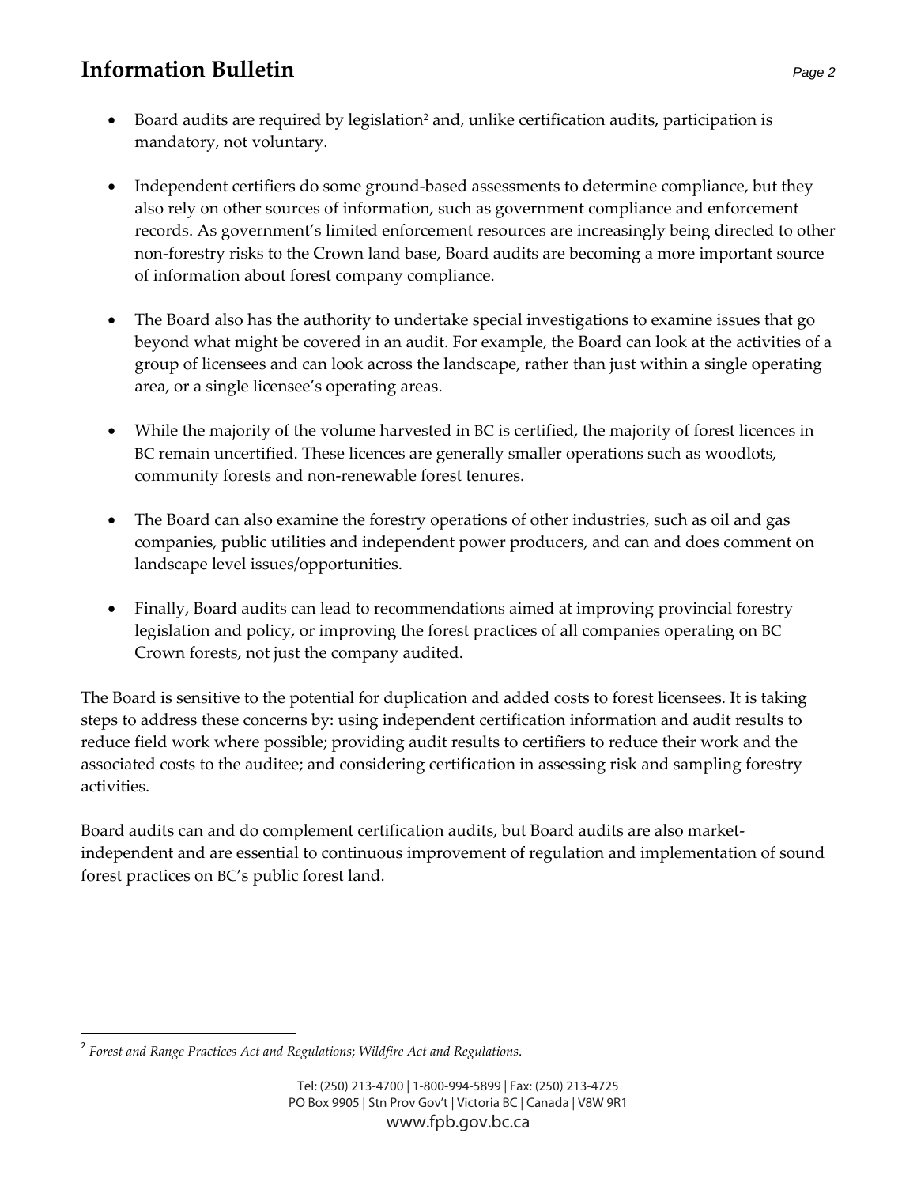- Board audits are required by legislation[2] and, unlike certification audits, participation is mandatory, not voluntary.

- Independent certifiers do some ground-based assessments to determine compliance, but they also rely on other sources of information, such as government compliance and enforcement records. As government's limited enforcement resources are increasingly being directed to other non-forestry risks to the Crown land base, Board audits are becoming a more important source of information about forest company compliance.

- The Board also has the authority to undertake special investigations to examine issues that go beyond what might be covered in an audit. For example, the Board can look at the activities of a group of licensees and can look across the landscape, rather than just within a single operating area, or a single licensee's operating areas.

- While the majority of the volume harvested in BC is certified, the majority of forest licences in BC remain uncertified. These licences are generally smaller operations such as woodlots, community forests and non-renewable forest tenures.

- The Board can also examine the forestry operations of other industries, such as oil and gas companies, public utilities and independent power producers, and can and does comment on landscape level issues/opportunities.

- Finally, Board audits can lead to recommendations aimed at improving provincial forestry legislation and policy, or improving the forest practices of all companies operating on BC Crown forests, not just the company audited.

The Board is sensitive to the potential for duplication and added costs to forest licensees. It is taking steps to address these concerns by: using independent certification information and audit results to reduce field work where possible; providing audit results to certifiers to reduce their work and the associated costs to the auditee; and considering certification in assessing risk and sampling forestry activities.

Board audits can and do complement certification audits, but Board audits are also market-independent and are essential to continuous improvement of regulation and implementation of sound forest practices on BC's public forest land.

[2] *Forest and Range Practices Act and Regulations*; *Wildfire Act and Regulations*.